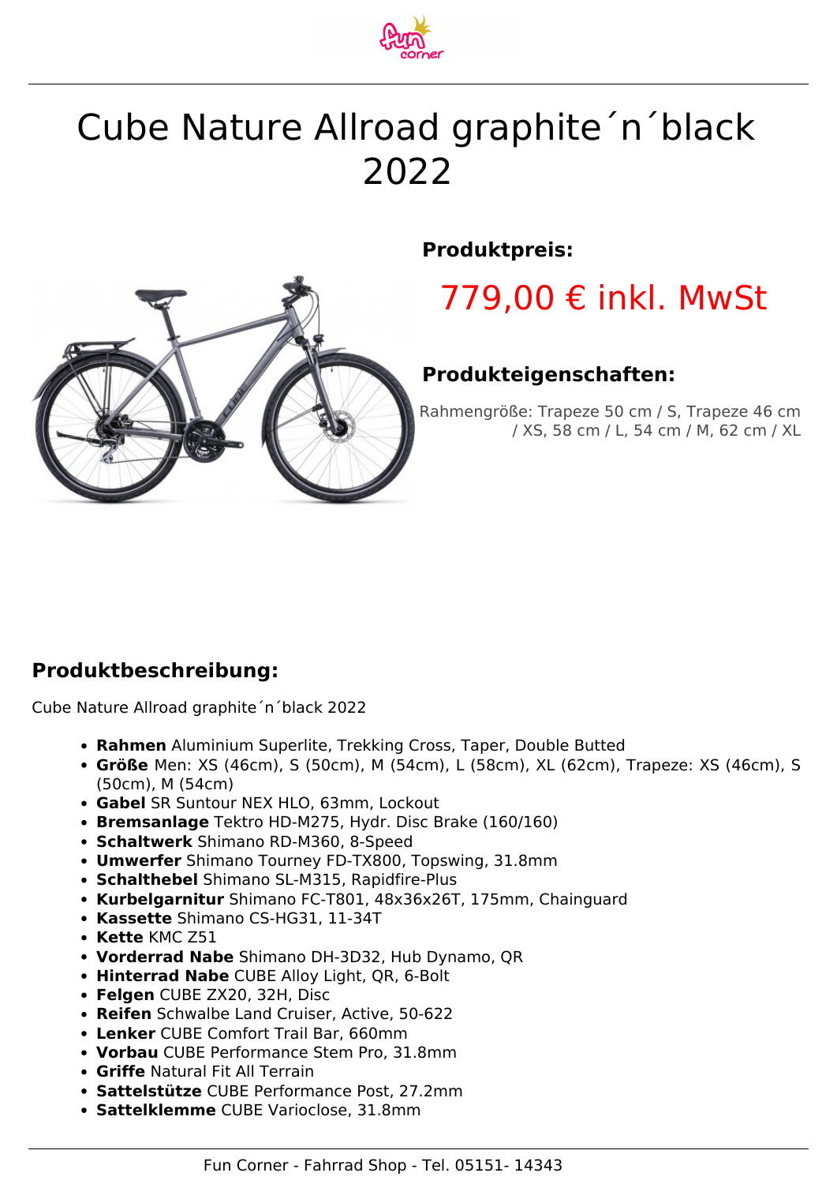# Cube Nature Allroad graphite´n´black 2022

**Produktpreis:**

779,00 € inkl. MwSt

**Produkteigenschaften:**

Rahmengröße: Trapeze 50 cm / S, Trapeze 46 cm / XS, 58 cm / L, 54 cm / M, 62 cm / XL

## Produktbeschreibung:

Cube Nature Allroad graphite´n´black 2022

- **Rahmen** Aluminium Superlite, Trekking Cross, Taper, Double Butted
- **Größe** Men: XS (46cm), S (50cm), M (54cm), L (58cm), XL (62cm), Trapeze: XS (46cm), S (50cm), M (54cm)
- **Gabel** SR Suntour NEX HLO, 63mm, Lockout
- **Bremsanlage** Tektro HD-M275, Hydr. Disc Brake (160/160)
- **Schaltwerk** Shimano RD-M360, 8-Speed
- **Umwerfer** Shimano Tourney FD-TX800, Topswing, 31.8mm
- **Schalthebel** Shimano SL-M315, Rapidfire-Plus
- **Kurbelgarnitur** Shimano FC-T801, 48x36x26T, 175mm, Chainguard
- **Kassette** Shimano CS-HG31, 11-34T
- **Kette** KMC Z51
- **Vorderrad Nabe** Shimano DH-3D32, Hub Dynamo, QR
- **Hinterrad Nabe** CUBE Alloy Light, QR, 6-Bolt
- **Felgen** CUBE ZX20, 32H, Disc
- **Reifen** Schwalbe Land Cruiser, Active, 50-622
- **Lenker** CUBE Comfort Trail Bar, 660mm
- **Vorbau** CUBE Performance Stem Pro, 31.8mm
- **Griffe** Natural Fit All Terrain
- **Sattelstütze** CUBE Performance Post, 27.2mm
- **Sattelklemme** CUBE Varioclose, 31.8mm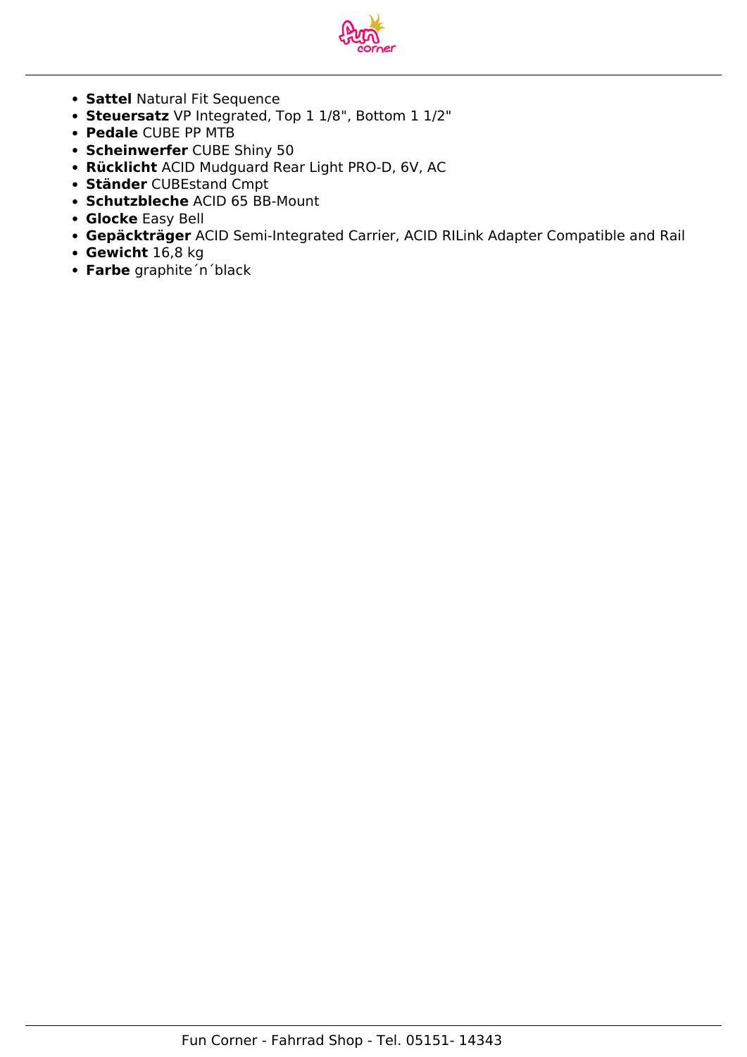- **Sattel** Natural Fit Sequence
- **Steuersatz** VP Integrated, Top 1 1/8", Bottom 1 1/2"
- **Pedale** CUBE PP MTB
- **Scheinwerfer** CUBE Shiny 50
- **Rücklicht** ACID Mudguard Rear Light PRO-D, 6V, AC
- **Ständer** CUBEstand Cmpt
- **Schutzbleche** ACID 65 BB-Mount
- **Glocke** Easy Bell
- **Gepäckträger** ACID Semi-Integrated Carrier, ACID RILink Adapter Compatible and Rail
- **Gewicht** 16,8 kg
- **Farbe** graphite´n´black